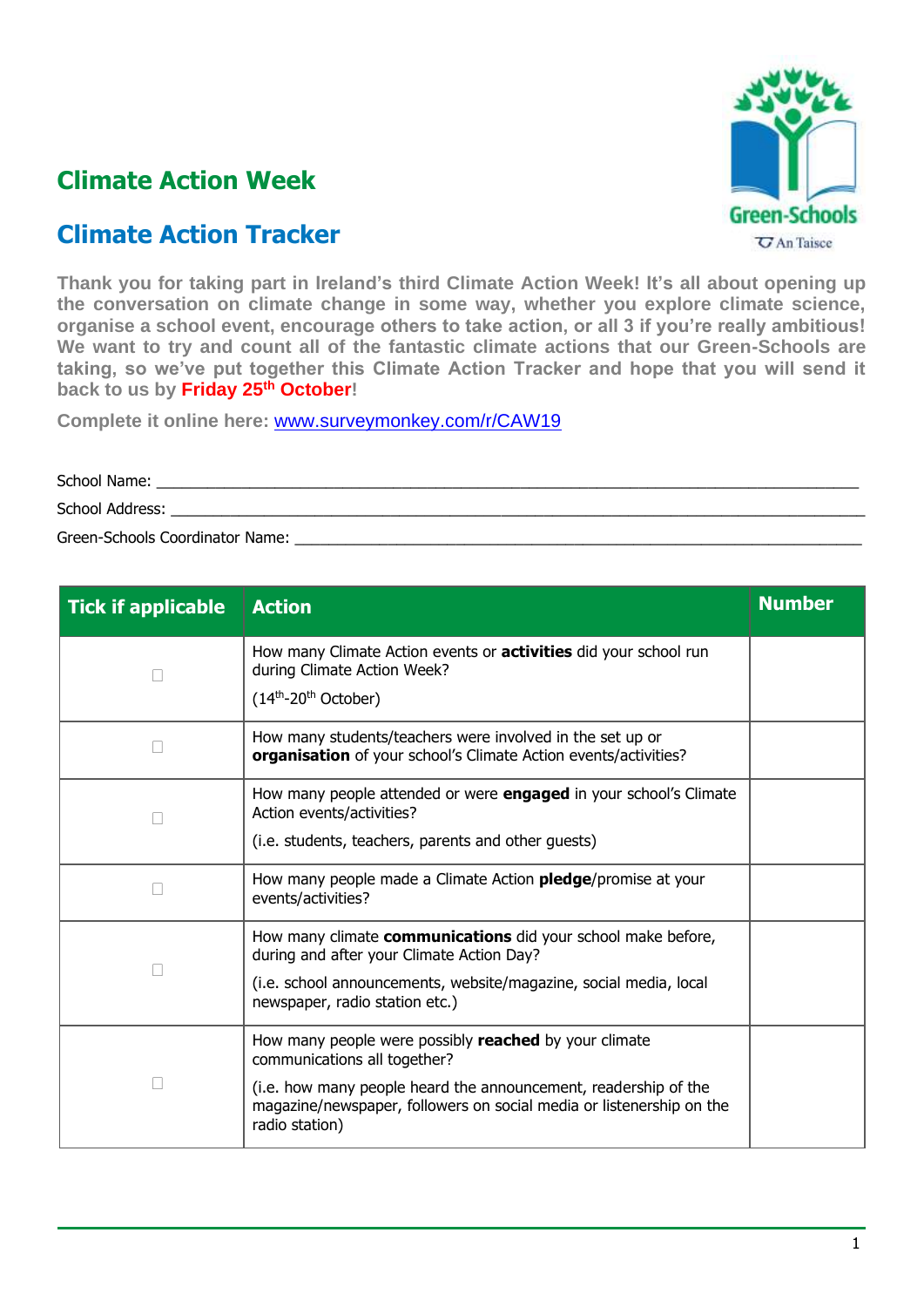# Climate Action Week

## Climate Action Tracker

**Thank you for taking part in Ireland's third Climate Action Week! It's all about opening up the conversation on climate change in some way, whether you explore climate science, organise a school event, encourage others to take action, or all 3 if you're really ambitious! We want to try and count all of the fantastic climate actions that our Green-Schools are taking, so we've put together this Climate Action Tracker and hope that you will send it back to us by Friday 25th October!**

**Complete it online here:** www.surveymonkey.com/r/CAW19

School Name: ____________________________________________

School Address: __________________________________________

Green-Schools Coordinator Name: ___________________________

| Tick if applicable | Action | Number |
|---|---|---|
| ☐ | How many Climate Action events or **activities** did your school run during Climate Action Week? (14th-20th October) | |
| ☐ | How many students/teachers were involved in the set up or **organisation** of your school's Climate Action events/activities? | |
| ☐ | How many people attended or were **engaged** in your school's Climate Action events/activities? (i.e. students, teachers, parents and other guests) | |
| ☐ | How many people made a Climate Action **pledge**/promise at your events/activities? | |
| ☐ | How many climate **communications** did your school make before, during and after your Climate Action Day? (i.e. school announcements, website/magazine, social media, local newspaper, radio station etc.) | |
| ☐ | How many people were possibly **reached** by your climate communications all together? (i.e. how many people heard the announcement, readership of the magazine/newspaper, followers on social media or listenership on the radio station) | |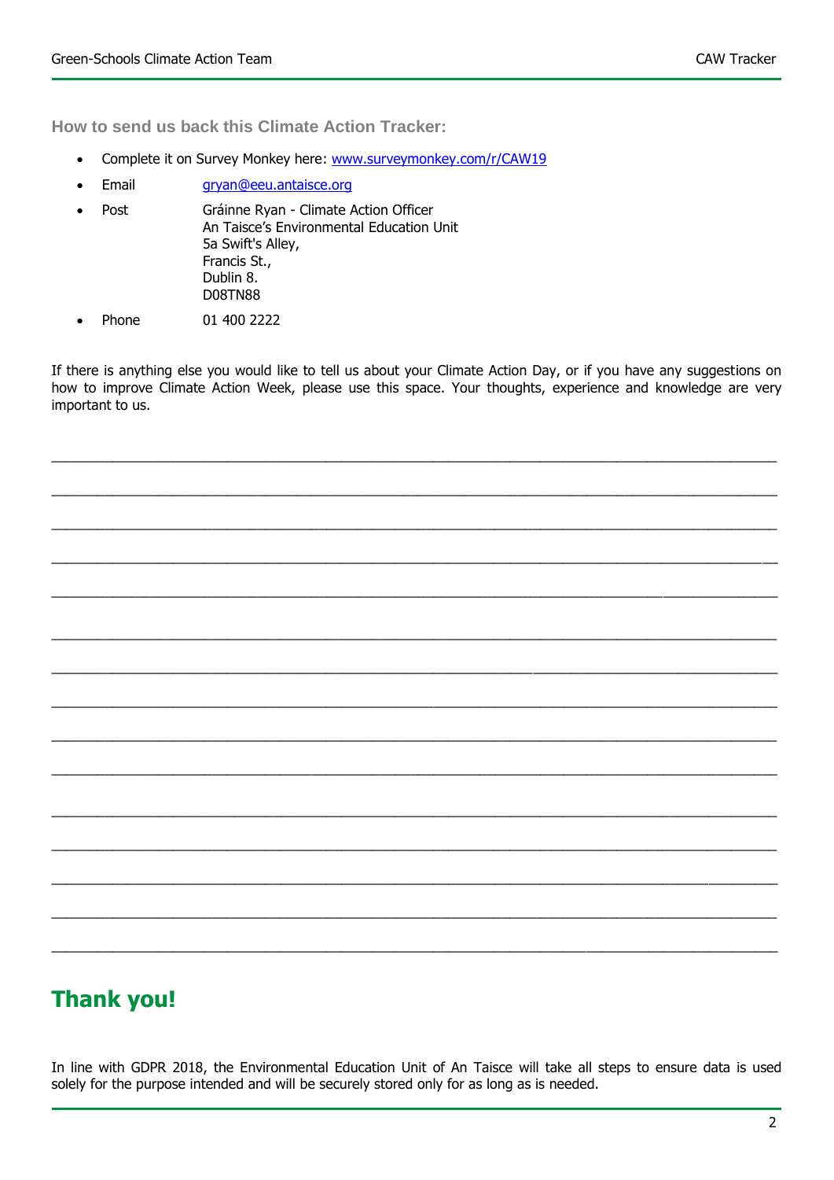### How to send us back this Climate Action Tracker:

- Complete it on Survey Monkey here: [www.surveymonkey.com/r/CAW19](http://www.surveymonkey.com/r/CAW19)
- Email [gryan@eeu.antaisce.org](mailto:gryan@eeu.antaisce.org)
- Post Gráinne Ryan - Climate Action Officer  
  An Taisce's Environmental Education Unit  
  5a Swift's Alley,  
  Francis St.,  
  Dublin 8.  
  D08TN88
- Phone 01 400 2222

If there is anything else you would like to tell us about your Climate Action Day, or if you have any suggestions on how to improve Climate Action Week, please use this space. Your thoughts, experience and knowledge are very important to us.

___________________________________________________________________________

___________________________________________________________________________

___________________________________________________________________________

___________________________________________________________________________

___________________________________________________________________________

___________________________________________________________________________

___________________________________________________________________________

___________________________________________________________________________

___________________________________________________________________________

___________________________________________________________________________

___________________________________________________________________________

___________________________________________________________________________

___________________________________________________________________________

___________________________________________________________________________

___________________________________________________________________________

## Thank you!

In line with GDPR 2018, the Environmental Education Unit of An Taisce will take all steps to ensure data is used solely for the purpose intended and will be securely stored only for as long as is needed.